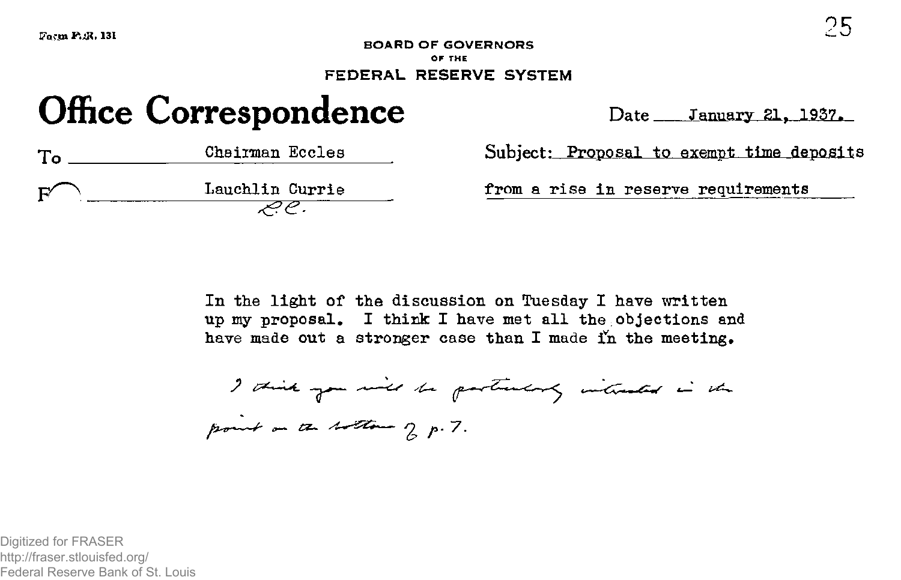Form F.R. 131

BOARD OF GOVERNORS
OF THE
FEDERAL RESERVE SYSTEM

# Office Correspondence

Date: January 21, 1937.

To: Chairman Eccles

From: Lauchlin Currie
L.C.

Subject: Proposal to exempt time deposits from a rise in reserve requirements

In the light of the discussion on Tuesday I have written up my proposal. I think I have met all the objections and have made out a stronger case than I made in the meeting.

*I think you will be particularly interested in the point on the bottom of p. 7.*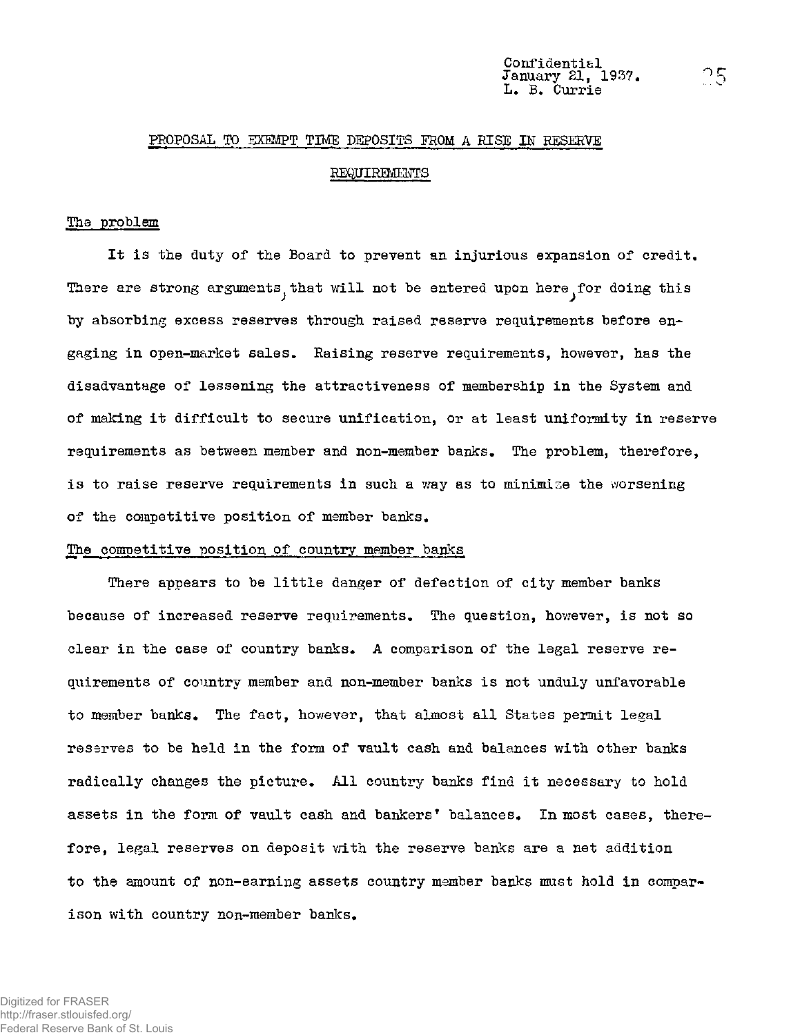Confidential
January 21, 1937.
L. B. Currie

## PROPOSAL TO EXEMPT TIME DEPOSITS FROM A RISE IN RESERVE REQUIREMENTS

### The problem

It is the duty of the Board to prevent an injurious expansion of credit. There are strong arguments, that will not be entered upon here, for doing this by absorbing excess reserves through raised reserve requirements before engaging in open-market sales. Raising reserve requirements, however, has the disadvantage of lessening the attractiveness of membership in the System and of making it difficult to secure unification, or at least uniformity in reserve requirements as between member and non-member banks. The problem, therefore, is to raise reserve requirements in such a way as to minimize the worsening of the competitive position of member banks.

### The competitive position of country member banks

There appears to be little danger of defection of city member banks because of increased reserve requirements. The question, however, is not so clear in the case of country banks. A comparison of the legal reserve requirements of country member and non-member banks is not unduly unfavorable to member banks. The fact, however, that almost all States permit legal reserves to be held in the form of vault cash and balances with other banks radically changes the picture. All country banks find it necessary to hold assets in the form of vault cash and bankers' balances. In most cases, therefore, legal reserves on deposit with the reserve banks are a net addition to the amount of non-earning assets country member banks must hold in comparison with country non-member banks.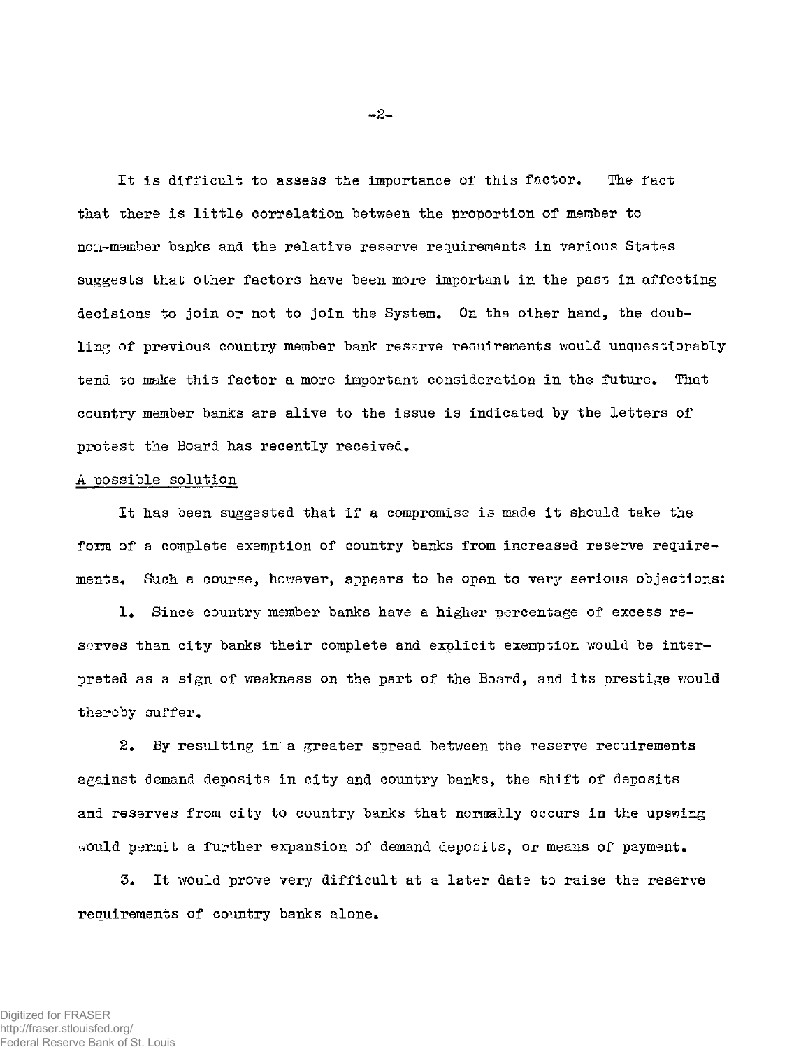It is difficult to assess the importance of this factor. The fact that there is little correlation between the proportion of member to non-member banks and the relative reserve requirements in various States suggests that other factors have been more important in the past in affecting decisions to join or not to join the System. On the other hand, the doubling of previous country member bank reserve requirements would unquestionably tend to make this factor a more important consideration in the future. That country member banks are alive to the issue is indicated by the letters of protest the Board has recently received.

<u>A possible solution</u>

It has been suggested that if a compromise is made it should take the form of a complete exemption of country banks from increased reserve requirements. Such a course, however, appears to be open to very serious objections:

1. Since country member banks have a higher percentage of excess reserves than city banks their complete and explicit exemption would be interpreted as a sign of weakness on the part of the Board, and its prestige would thereby suffer.

2. By resulting in a greater spread between the reserve requirements against demand deposits in city and country banks, the shift of deposits and reserves from city to country banks that normally occurs in the upswing would permit a further expansion of demand deposits, or means of payment.

3. It would prove very difficult at a later date to raise the reserve requirements of country banks alone.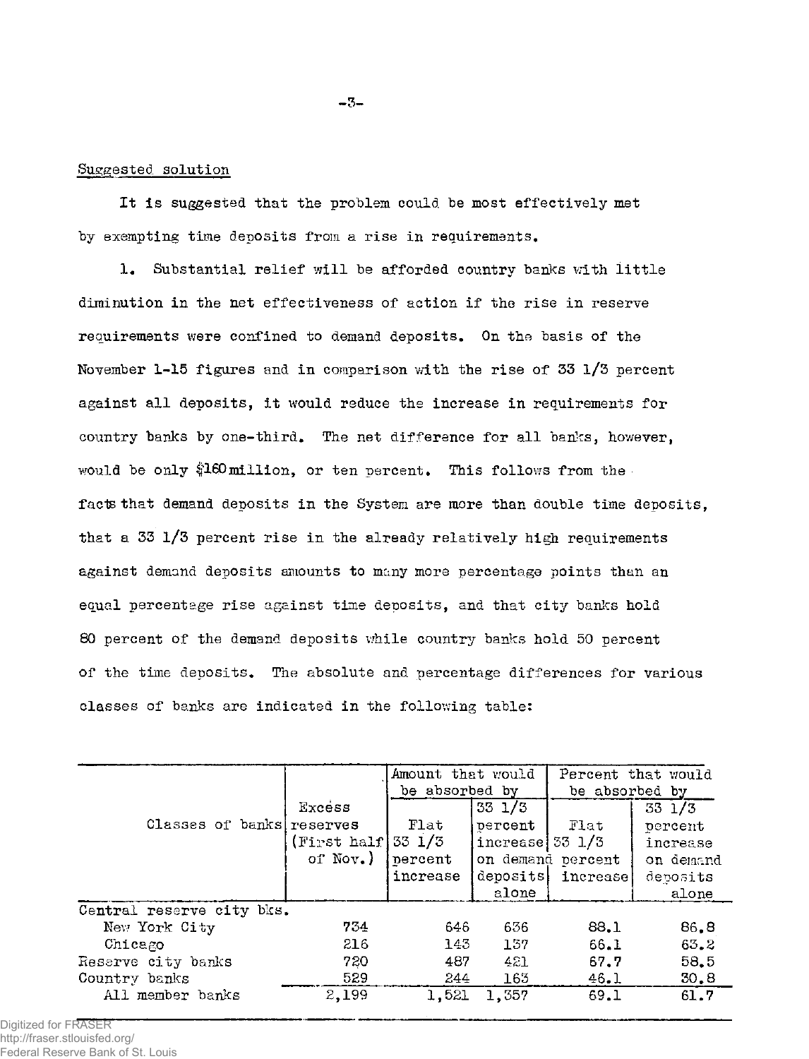Suggested solution

It is suggested that the problem could be most effectively met by exempting time deposits from a rise in requirements.

1. Substantial relief will be afforded country banks with little diminution in the net effectiveness of action if the rise in reserve requirements were confined to demand deposits. On the basis of the November 1-15 figures and in comparison with the rise of 33 1/3 percent against all deposits, it would reduce the increase in requirements for country banks by one-third. The net difference for all banks, however, would be only $160 million, or ten percent. This follows from the facts that demand deposits in the System are more than double time deposits, that a 33 1/3 percent rise in the already relatively high requirements against demand deposits amounts to many more percentage points than an equal percentage rise against time deposits, and that city banks hold 80 percent of the demand deposits while country banks hold 50 percent of the time deposits. The absolute and percentage differences for various classes of banks are indicated in the following table:

| Classes of banks | Excess reserves (First half of Nov.) | Amount that would be absorbed by | | Percent that would be absorbed by | |
|---|---|---|---|---|---|
| | | Flat 33 1/3 percent increase | 33 1/3 percent increase on demand deposits alone | Flat 33 1/3 percent increase | 33 1/3 percent increase on demand deposits alone |
| Central reserve city bks. | | | | | |
| New York City | 734 | 646 | 636 | 88.1 | 86.8 |
| Chicago | 216 | 143 | 137 | 66.1 | 63.2 |
| Reserve city banks | 720 | 487 | 421 | 67.7 | 58.5 |
| Country banks | 529 | 244 | 163 | 46.1 | 30.8 |
| All member banks | 2,199 | 1,521 | 1,357 | 69.1 | 61.7 |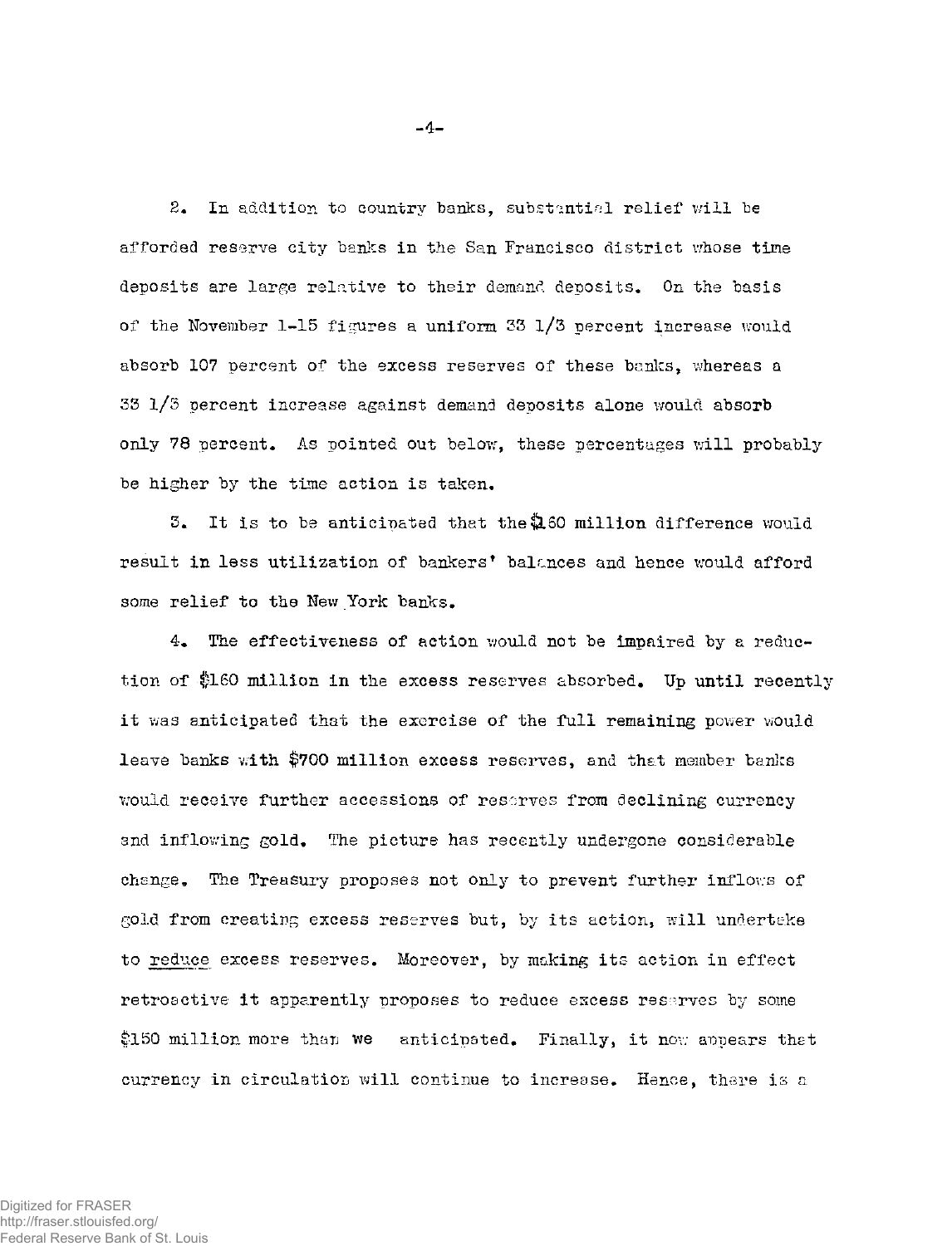2. In addition to country banks, substantial relief will be afforded reserve city banks in the San Francisco district whose time deposits are large relative to their demand deposits. On the basis of the November 1-15 figures a uniform 33 1/3 percent increase would absorb 107 percent of the excess reserves of these banks, whereas a 33 1/3 percent increase against demand deposits alone would absorb only 78 percent. As pointed out below, these percentages will probably be higher by the time action is taken.

3. It is to be anticipated that the $160 million difference would result in less utilization of bankers' balances and hence would afford some relief to the New York banks.

4. The effectiveness of action would not be impaired by a reduction of $160 million in the excess reserves absorbed. Up until recently it was anticipated that the exercise of the full remaining power would leave banks with $700 million excess reserves, and that member banks would receive further accessions of reserves from declining currency and inflowing gold. The picture has recently undergone considerable change. The Treasury proposes not only to prevent further inflows of gold from creating excess reserves but, by its action, will undertake to <u>reduce</u> excess reserves. Moreover, by making its action in effect retroactive it apparently proposes to reduce excess reserves by some $150 million more than we anticipated. Finally, it now appears that currency in circulation will continue to increase. Hence, there is a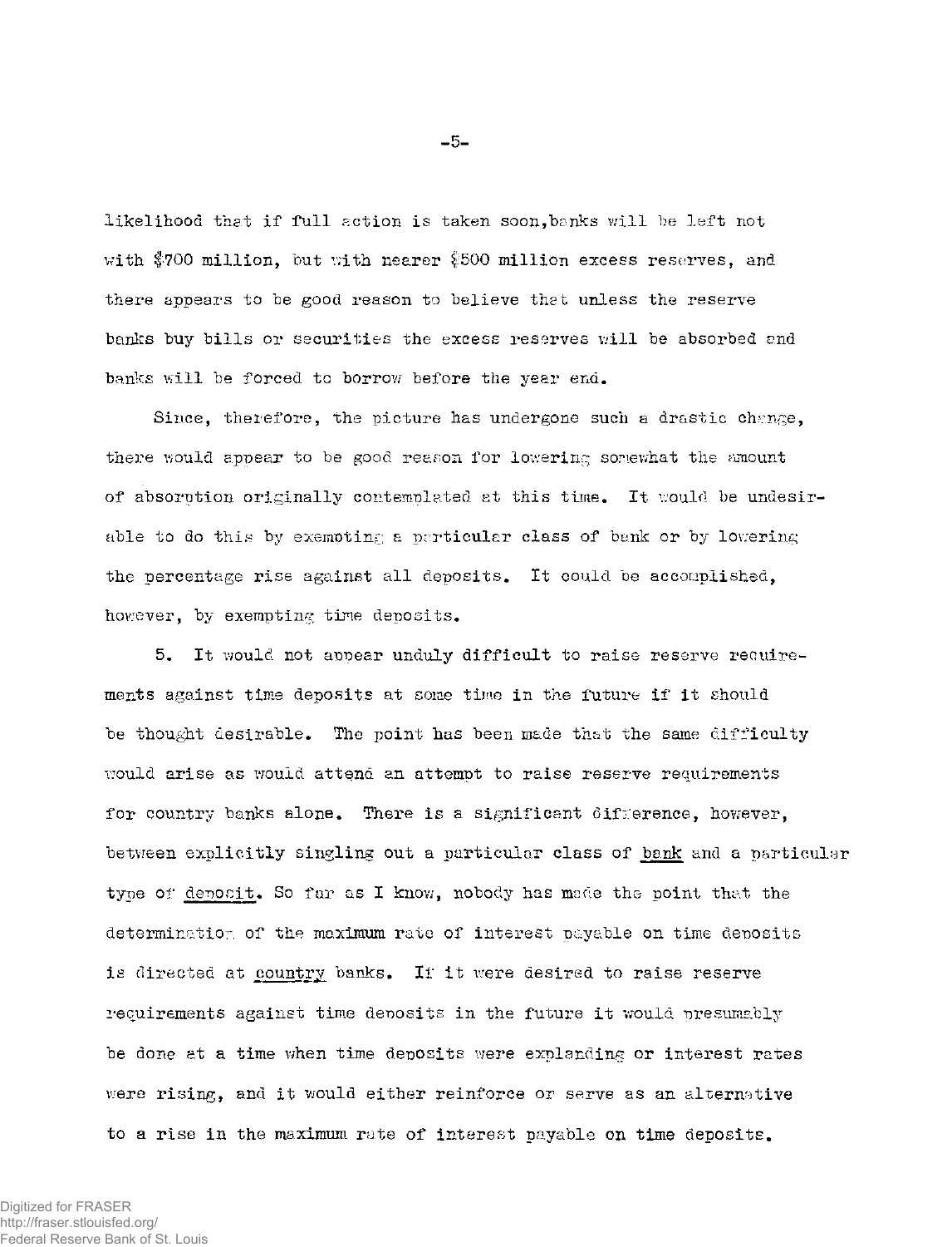likelihood that if full action is taken soon, banks will be left not with $700 million, but with nearer $500 million excess reserves, and there appears to be good reason to believe that unless the reserve banks buy bills or securities the excess reserves will be absorbed and banks will be forced to borrow before the year end.

Since, therefore, the picture has undergone such a drastic change, there would appear to be good reason for lowering somewhat the amount of absorption originally contemplated at this time. It would be undesirable to do this by exempting a particular class of bank or by lowering the percentage rise against all deposits. It could be accomplished, however, by exempting time deposits.

5. It would not appear unduly difficult to raise reserve requirements against time deposits at some time in the future if it should be thought desirable. The point has been made that the same difficulty would arise as would attend an attempt to raise reserve requirements for country banks alone. There is a significant difference, however, between explicitly singling out a particular class of <u>bank</u> and a particular type of <u>deposit</u>. So far as I know, nobody has made the point that the determination of the maximum rate of interest payable on time deposits is directed at <u>country</u> banks. If it were desired to raise reserve requirements against time deposits in the future it would presumably be done at a time when time deposits were expanding or interest rates were rising, and it would either reinforce or serve as an alternative to a rise in the maximum rate of interest payable on time deposits.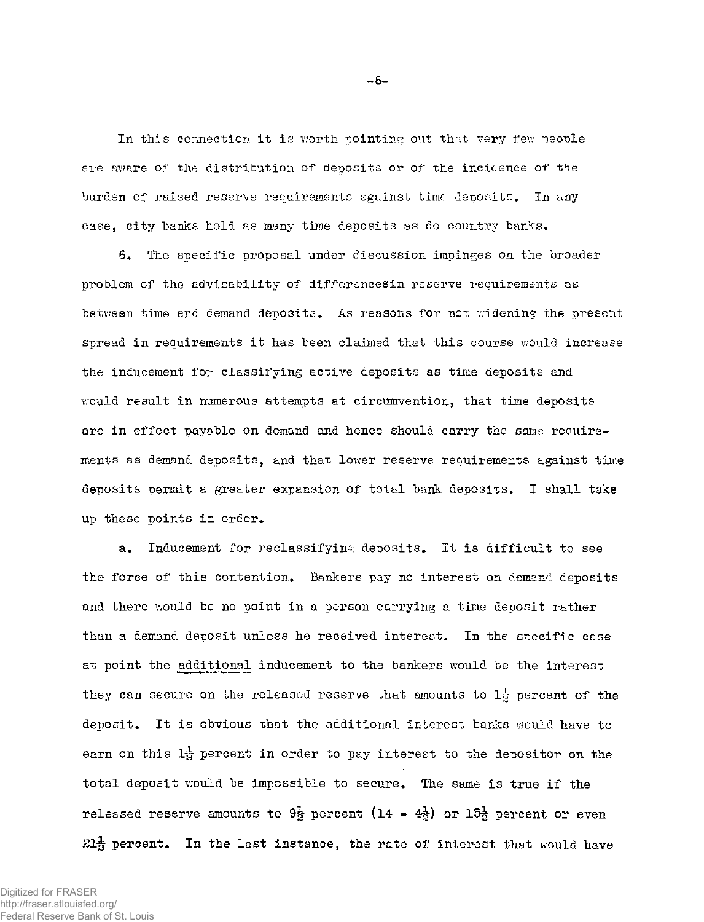In this connection it is worth pointing out that very few people are aware of the distribution of deposits or of the incidence of the burden of raised reserve requirements against time deposits. In any case, city banks hold as many time deposits as do country banks.

6. The specific proposal under discussion impinges on the broader problem of the advisability of differencesin reserve requirements as between time and demand deposits. As reasons for not widening the present spread in requirements it has been claimed that this course would increase the inducement for classifying active deposits as time deposits and would result in numerous attempts at circumvention, that time deposits are in effect payable on demand and hence should carry the same requirements as demand deposits, and that lower reserve requirements against time deposits permit a greater expansion of total bank deposits. I shall take up these points in order.

a. Inducement for reclassifying deposits. It is difficult to see the force of this contention. Bankers pay no interest on demand deposits and there would be no point in a person carrying a time deposit rather than a demand deposit unless he received interest. In the specific case at point the <u>additional</u> inducement to the bankers would be the interest they can secure on the released reserve that amounts to $1\frac{1}{2}$ percent of the deposit. It is obvious that the additional interest banks would have to earn on this $1\frac{1}{2}$ percent in order to pay interest to the depositor on the total deposit would be impossible to secure. The same is true if the released reserve amounts to $9\frac{1}{2}$ percent ($14 - 4\frac{1}{2}$) or $15\frac{1}{2}$ percent or even $21\frac{1}{2}$ percent. In the last instance, the rate of interest that would have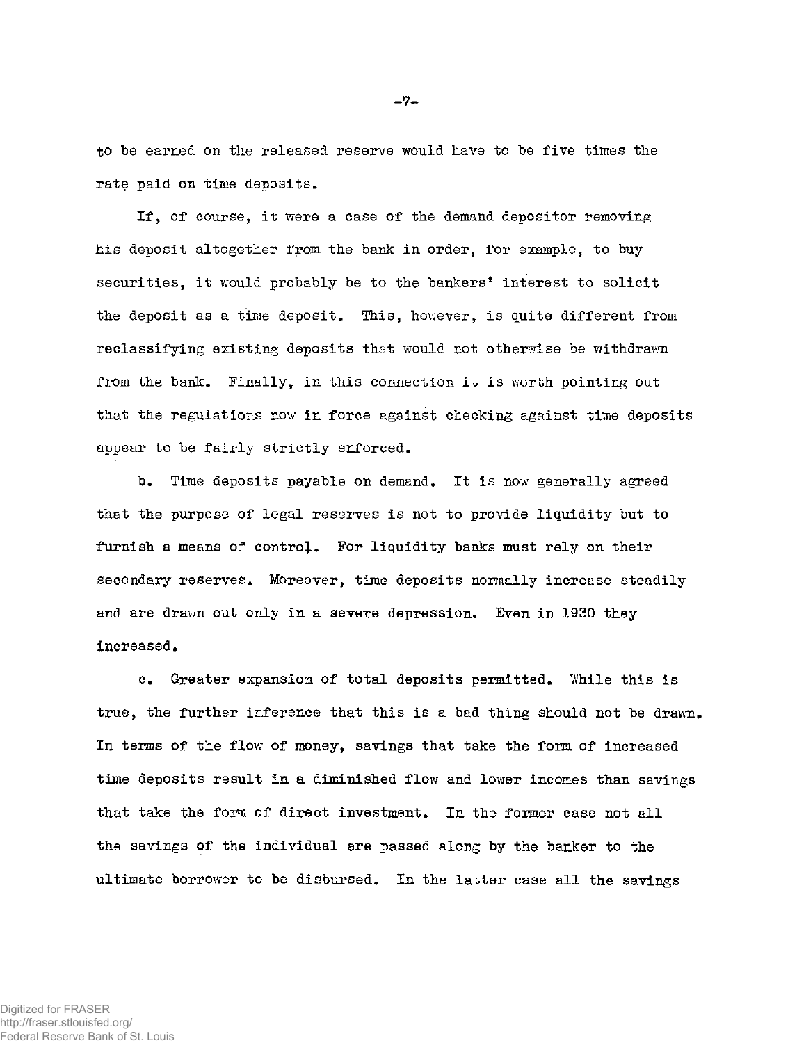to be earned on the released reserve would have to be five times the rate paid on time deposits.

If, of course, it were a case of the demand depositor removing his deposit altogether from the bank in order, for example, to buy securities, it would probably be to the bankers' interest to solicit the deposit as a time deposit. This, however, is quite different from reclassifying existing deposits that would not otherwise be withdrawn from the bank. Finally, in this connection it is worth pointing out that the regulations now in force against checking against time deposits appear to be fairly strictly enforced.

b. Time deposits payable on demand. It is now generally agreed that the purpose of legal reserves is not to provide liquidity but to furnish a means of control. For liquidity banks must rely on their secondary reserves. Moreover, time deposits normally increase steadily and are drawn out only in a severe depression. Even in 1930 they increased.

c. Greater expansion of total deposits permitted. While this is true, the further inference that this is a bad thing should not be drawn. In terms of the flow of money, savings that take the form of increased time deposits result in a diminished flow and lower incomes than savings that take the form of direct investment. In the former case not all the savings of the individual are passed along by the banker to the ultimate borrower to be disbursed. In the latter case all the savings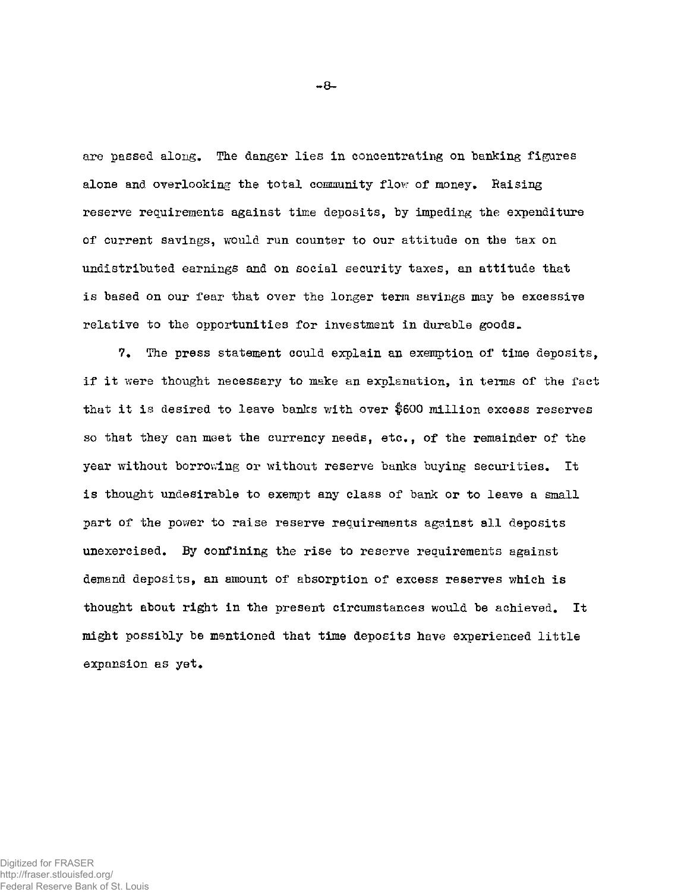are passed along. The danger lies in concentrating on banking figures alone and overlooking the total community flow of money. Raising reserve requirements against time deposits, by impeding the expenditure of current savings, would run counter to our attitude on the tax on undistributed earnings and on social security taxes, an attitude that is based on our fear that over the longer term savings may be excessive relative to the opportunities for investment in durable goods.

7. The press statement could explain an exemption of time deposits, if it were thought necessary to make an explanation, in terms of the fact that it is desired to leave banks with over $600 million excess reserves so that they can meet the currency needs, etc., of the remainder of the year without borrowing or without reserve banks buying securities. It is thought undesirable to exempt any class of bank or to leave a small part of the power to raise reserve requirements against all deposits unexercised. By confining the rise to reserve requirements against demand deposits, an amount of absorption of excess reserves which is thought about right in the present circumstances would be achieved. It might possibly be mentioned that time deposits have experienced little expansion as yet.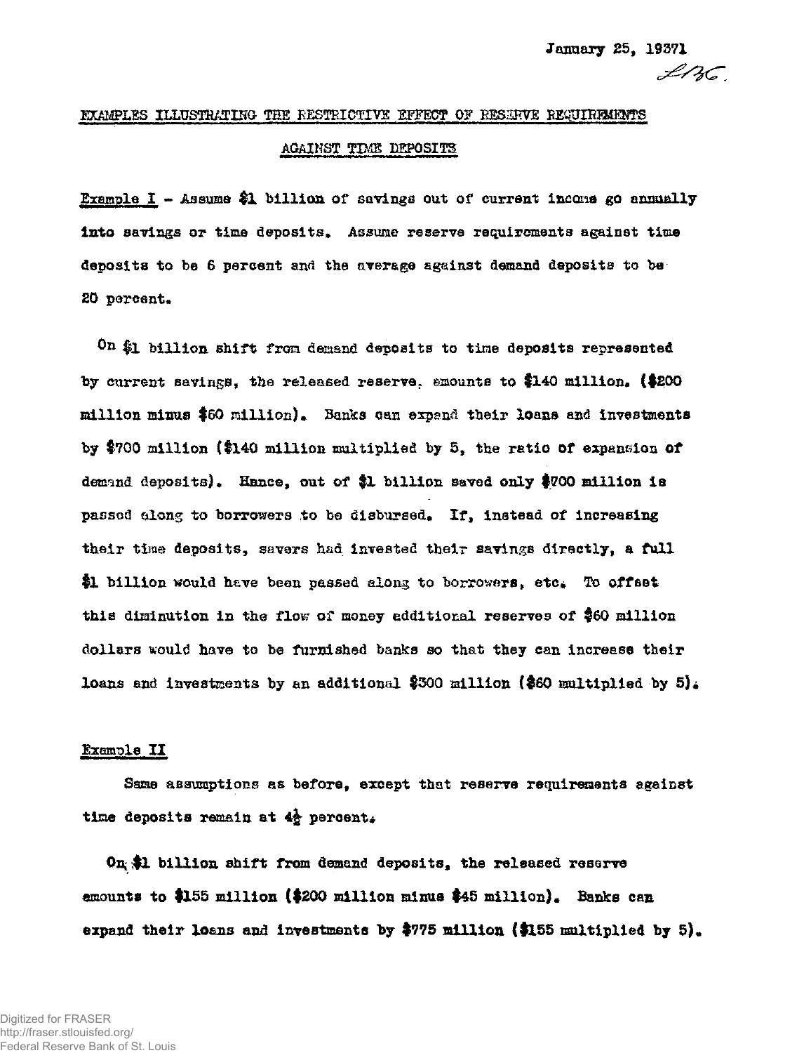January 25, 1937

LBC.

## EXAMPLES ILLUSTRATING THE RESTRICTIVE EFFECT OF RESERVE REQUIREMENTS AGAINST TIME DEPOSITS

Example I - Assume $1 billion of savings out of current income go annually into savings or time deposits. Assume reserve requirements against time deposits to be 6 percent and the average against demand deposits to be 20 percent.

On $1 billion shift from demand deposits to time deposits represented by current savings, the released reserve, amounts to $140 million. ($200 million minus $60 million). Banks can expand their loans and investments by $700 million ($140 million multiplied by 5, the ratio of expansion of demand deposits). Hence, out of $1 billion saved only $700 million is passed along to borrowers to be disbursed. If, instead of increasing their time deposits, savers had invested their savings directly, a full $1 billion would have been passed along to borrowers, etc. To offset this diminution in the flow of money additional reserves of $60 million dollars would have to be furnished banks so that they can increase their loans and investments by an additional $300 million ($60 multiplied by 5).

Example II

Same assumptions as before, except that reserve requirements against time deposits remain at $4\frac{1}{2}$ percent.

On $1 billion shift from demand deposits, the released reserve amounts to $155 million ($200 million minus $45 million). Banks can expand their loans and investments by $775 million ($155 multiplied by 5).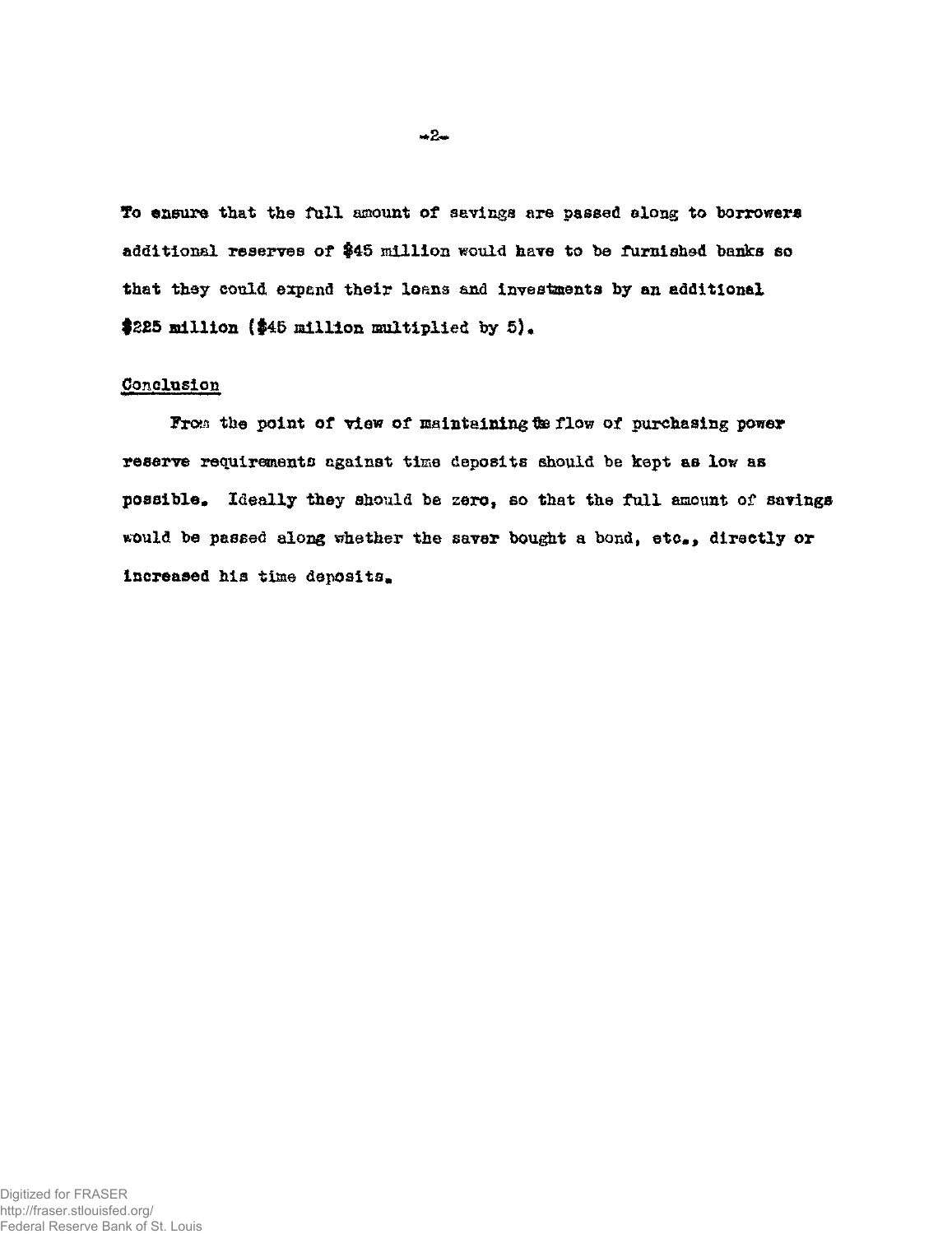To ensure that the full amount of savings are passed along to borrowers additional reserves of $45 million would have to be furnished banks so that they could expand their loans and investments by an additional $225 million ($45 million multiplied by 5).

## Conclusion

From the point of view of maintaining the flow of purchasing power reserve requirements against time deposits should be kept as low as possible. Ideally they should be zero, so that the full amount of savings would be passed along whether the saver bought a bond, etc., directly or increased his time deposits.